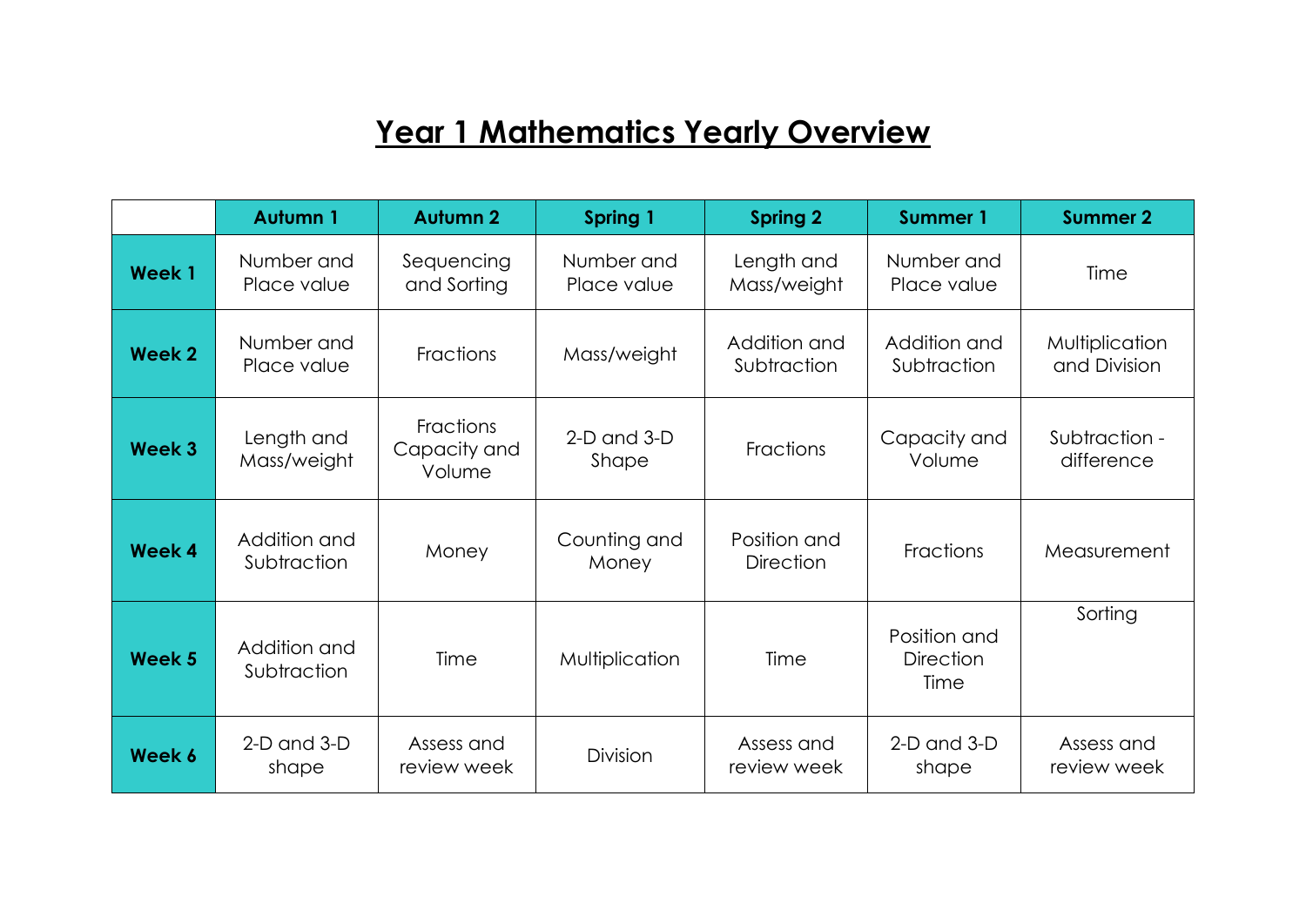# Year 1 Mathematics Yearly Overview

| | Autumn 1 | Autumn 2 | Spring 1 | Spring 2 | Summer 1 | Summer 2 |
|---|---|---|---|---|---|---|
| **Week 1** | Number and Place value | Sequencing and Sorting | Number and Place value | Length and Mass/weight | Number and Place value | Time |
| **Week 2** | Number and Place value | Fractions | Mass/weight | Addition and Subtraction | Addition and Subtraction | Multiplication and Division |
| **Week 3** | Length and Mass/weight | Fractions Capacity and Volume | 2-D and 3-D Shape | Fractions | Capacity and Volume | Subtraction - difference |
| **Week 4** | Addition and Subtraction | Money | Counting and Money | Position and Direction | Fractions | Measurement |
| **Week 5** | Addition and Subtraction | Time | Multiplication | Time | Position and Direction Time | Sorting |
| **Week 6** | 2-D and 3-D shape | Assess and review week | Division | Assess and review week | 2-D and 3-D shape | Assess and review week |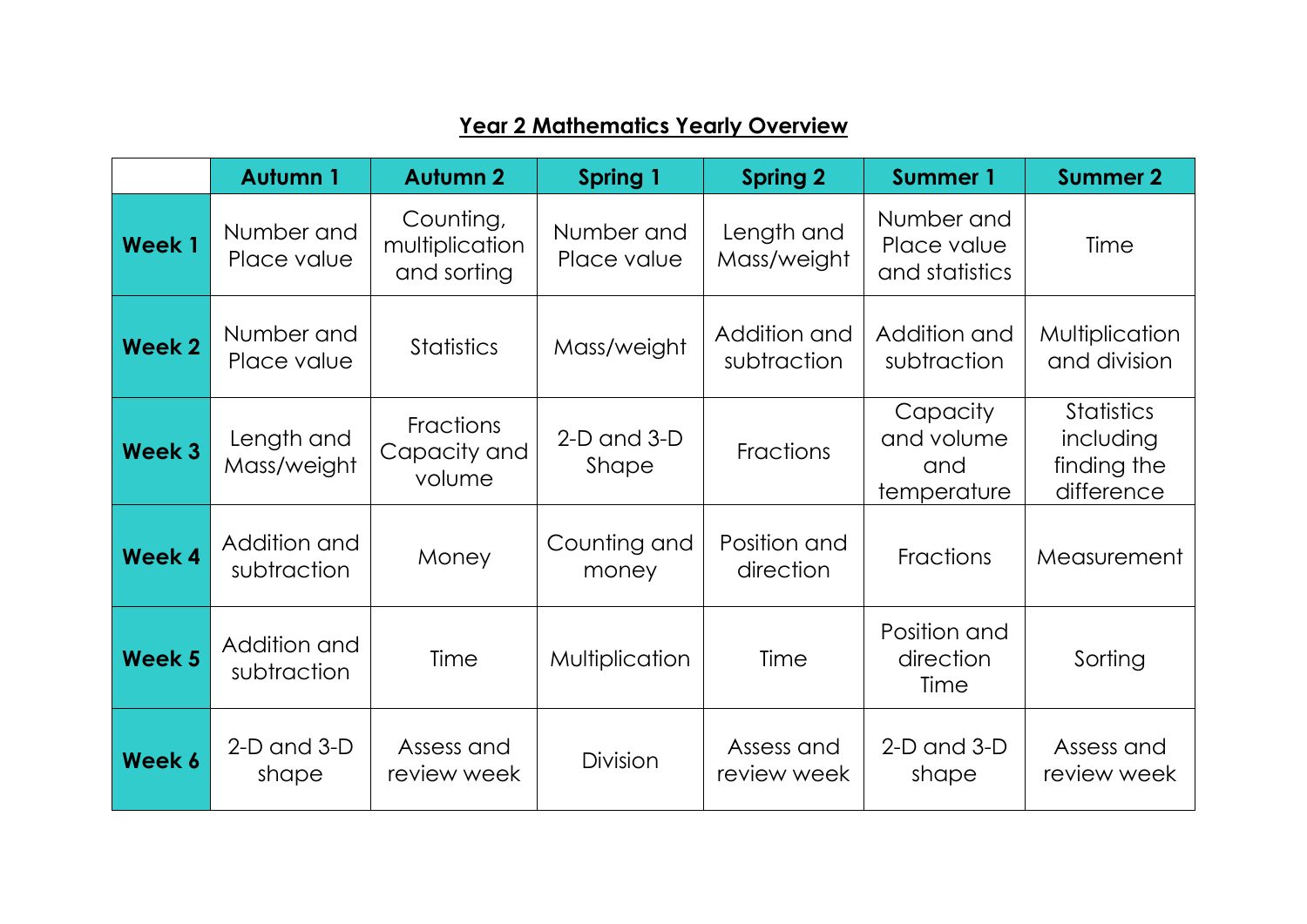# Year 2 Mathematics Yearly Overview

| | Autumn 1 | Autumn 2 | Spring 1 | Spring 2 | Summer 1 | Summer 2 |
|---|---|---|---|---|---|---|
| **Week 1** | Number and Place value | Counting, multiplication and sorting | Number and Place value | Length and Mass/weight | Number and Place value and statistics | Time |
| **Week 2** | Number and Place value | Statistics | Mass/weight | Addition and subtraction | Addition and subtraction | Multiplication and division |
| **Week 3** | Length and Mass/weight | Fractions Capacity and volume | 2-D and 3-D Shape | Fractions | Capacity and volume and temperature | Statistics including finding the difference |
| **Week 4** | Addition and subtraction | Money | Counting and money | Position and direction | Fractions | Measurement |
| **Week 5** | Addition and subtraction | Time | Multiplication | Time | Position and direction Time | Sorting |
| **Week 6** | 2-D and 3-D shape | Assess and review week | Division | Assess and review week | 2-D and 3-D shape | Assess and review week |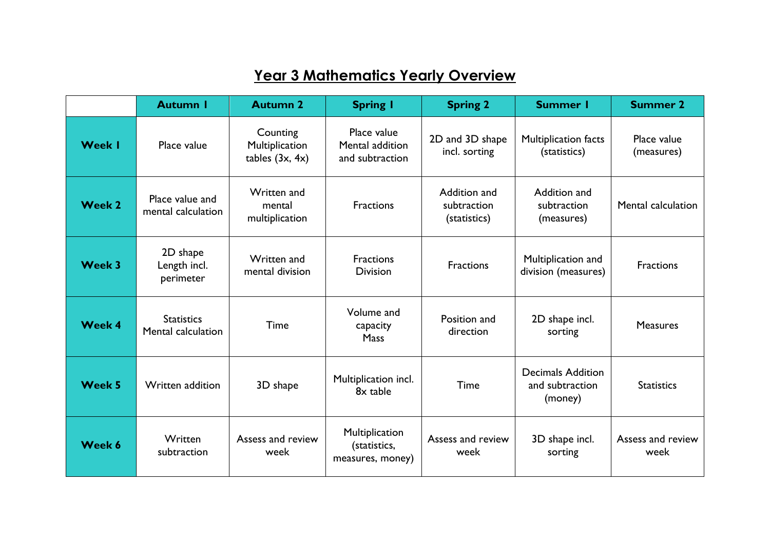# Year 3 Mathematics Yearly Overview

| | Autumn 1 | Autumn 2 | Spring 1 | Spring 2 | Summer 1 | Summer 2 |
|---|---|---|---|---|---|---|
| **Week 1** | Place value | Counting Multiplication tables (3x, 4x) | Place value Mental addition and subtraction | 2D and 3D shape incl. sorting | Multiplication facts (statistics) | Place value (measures) |
| **Week 2** | Place value and mental calculation | Written and mental multiplication | Fractions | Addition and subtraction (statistics) | Addition and subtraction (measures) | Mental calculation |
| **Week 3** | 2D shape Length incl. perimeter | Written and mental division | Fractions Division | Fractions | Multiplication and division (measures) | Fractions |
| **Week 4** | Statistics Mental calculation | Time | Volume and capacity Mass | Position and direction | 2D shape incl. sorting | Measures |
| **Week 5** | Written addition | 3D shape | Multiplication incl. 8x table | Time | Decimals Addition and subtraction (money) | Statistics |
| **Week 6** | Written subtraction | Assess and review week | Multiplication (statistics, measures, money) | Assess and review week | 3D shape incl. sorting | Assess and review week |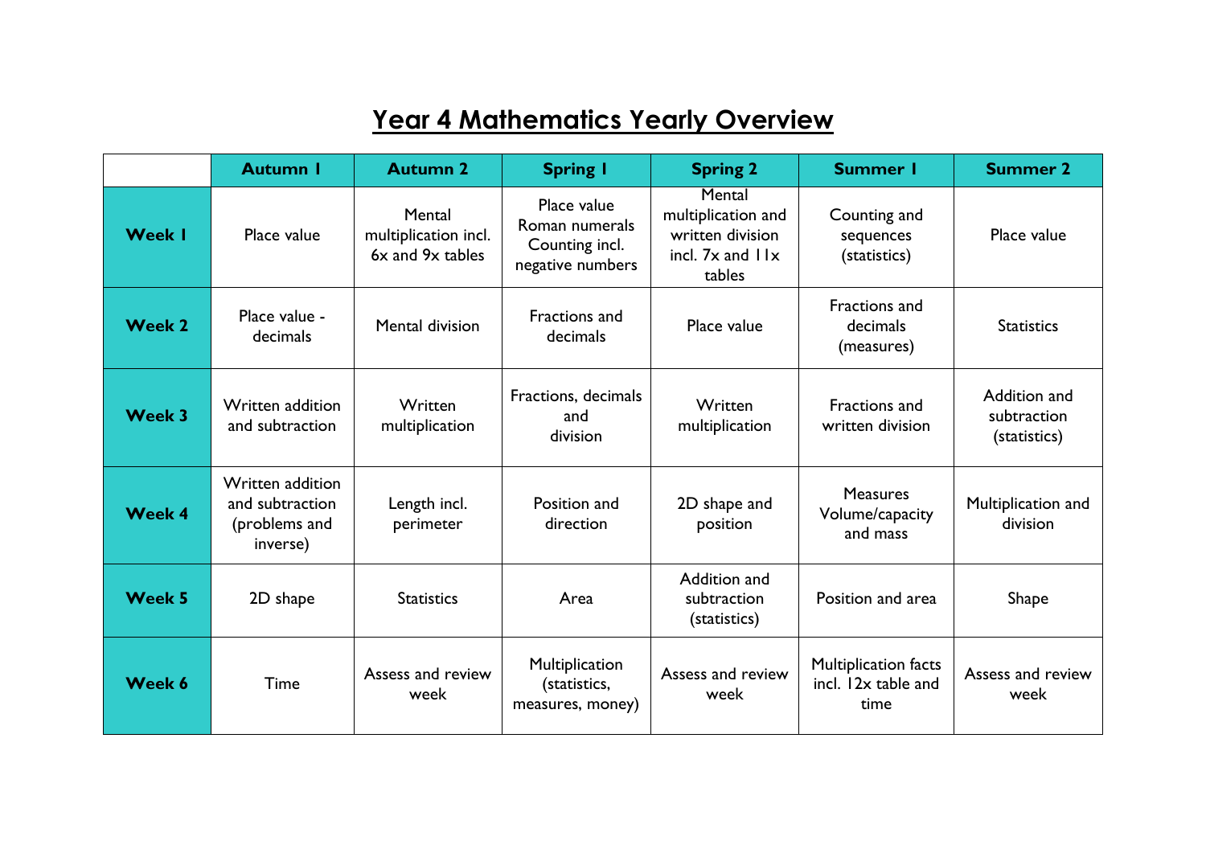# Year 4 Mathematics Yearly Overview

| | Autumn 1 | Autumn 2 | Spring 1 | Spring 2 | Summer 1 | Summer 2 |
|---|---|---|---|---|---|---|
| **Week 1** | Place value | Mental multiplication incl. 6x and 9x tables | Place value Roman numerals Counting incl. negative numbers | Mental multiplication and written division incl. 7x and 11x tables | Counting and sequences (statistics) | Place value |
| **Week 2** | Place value - decimals | Mental division | Fractions and decimals | Place value | Fractions and decimals (measures) | Statistics |
| **Week 3** | Written addition and subtraction | Written multiplication | Fractions, decimals and division | Written multiplication | Fractions and written division | Addition and subtraction (statistics) |
| **Week 4** | Written addition and subtraction (problems and inverse) | Length incl. perimeter | Position and direction | 2D shape and position | Measures Volume/capacity and mass | Multiplication and division |
| **Week 5** | 2D shape | Statistics | Area | Addition and subtraction (statistics) | Position and area | Shape |
| **Week 6** | Time | Assess and review week | Multiplication (statistics, measures, money) | Assess and review week | Multiplication facts incl. 12x table and time | Assess and review week |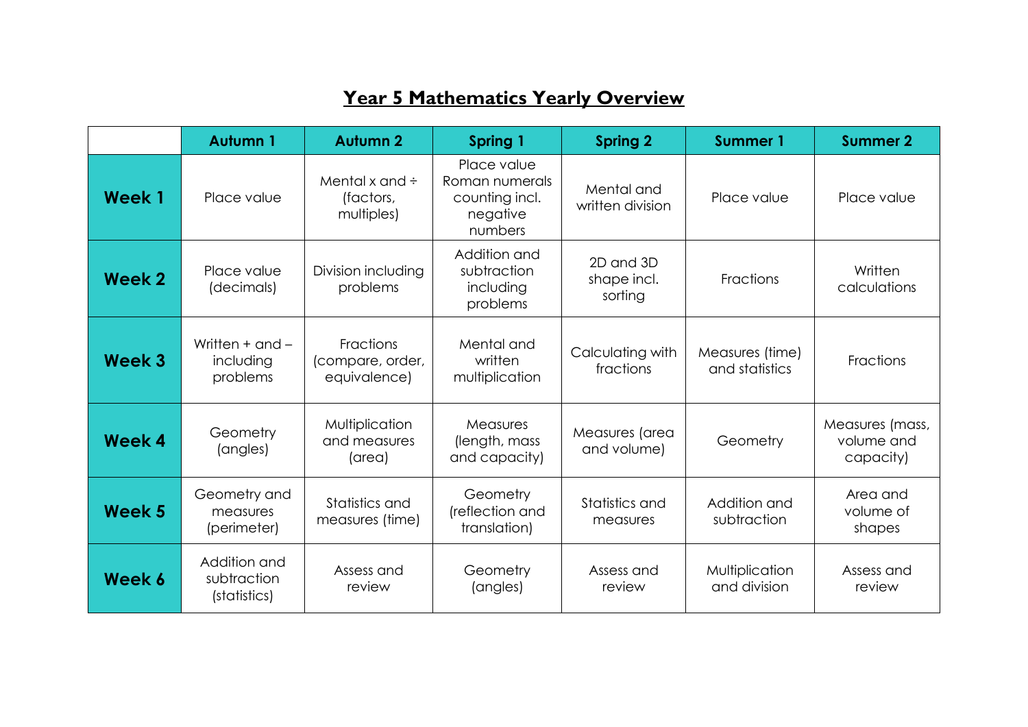# Year 5 Mathematics Yearly Overview

| | Autumn 1 | Autumn 2 | Spring 1 | Spring 2 | Summer 1 | Summer 2 |
|---|---|---|---|---|---|---|
| **Week 1** | Place value | Mental x and ÷ (factors, multiples) | Place value Roman numerals counting incl. negative numbers | Mental and written division | Place value | Place value |
| **Week 2** | Place value (decimals) | Division including problems | Addition and subtraction including problems | 2D and 3D shape incl. sorting | Fractions | Written calculations |
| **Week 3** | Written + and – including problems | Fractions (compare, order, equivalence) | Mental and written multiplication | Calculating with fractions | Measures (time) and statistics | Fractions |
| **Week 4** | Geometry (angles) | Multiplication and measures (area) | Measures (length, mass and capacity) | Measures (area and volume) | Geometry | Measures (mass, volume and capacity) |
| **Week 5** | Geometry and measures (perimeter) | Statistics and measures (time) | Geometry (reflection and translation) | Statistics and measures | Addition and subtraction | Area and volume of shapes |
| **Week 6** | Addition and subtraction (statistics) | Assess and review | Geometry (angles) | Assess and review | Multiplication and division | Assess and review |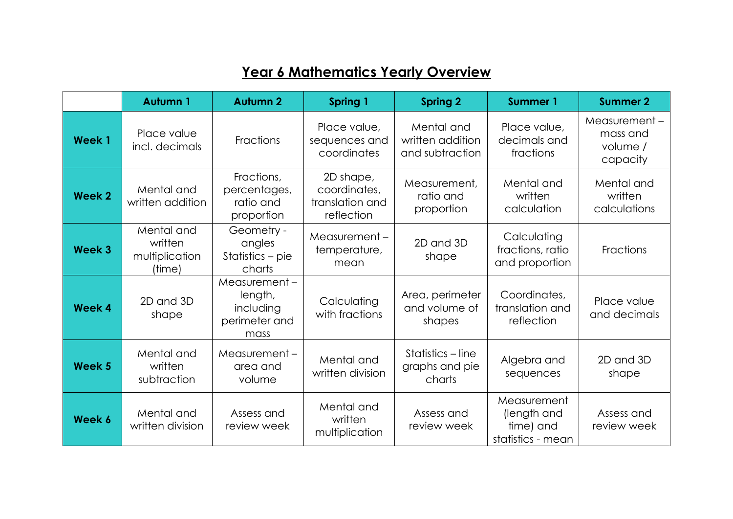# Year 6 Mathematics Yearly Overview

| | Autumn 1 | Autumn 2 | Spring 1 | Spring 2 | Summer 1 | Summer 2 |
|---|---|---|---|---|---|---|
| **Week 1** | Place value incl. decimals | Fractions | Place value, sequences and coordinates | Mental and written addition and subtraction | Place value, decimals and fractions | Measurement – mass and volume / capacity |
| **Week 2** | Mental and written addition | Fractions, percentages, ratio and proportion | 2D shape, coordinates, translation and reflection | Measurement, ratio and proportion | Mental and written calculation | Mental and written calculations |
| **Week 3** | Mental and written multiplication (time) | Geometry - angles Statistics – pie charts | Measurement – temperature, mean | 2D and 3D shape | Calculating fractions, ratio and proportion | Fractions |
| **Week 4** | 2D and 3D shape | Measurement – length, including perimeter and mass | Calculating with fractions | Area, perimeter and volume of shapes | Coordinates, translation and reflection | Place value and decimals |
| **Week 5** | Mental and written subtraction | Measurement – area and volume | Mental and written division | Statistics – line graphs and pie charts | Algebra and sequences | 2D and 3D shape |
| **Week 6** | Mental and written division | Assess and review week | Mental and written multiplication | Assess and review week | Measurement (length and time) and statistics - mean | Assess and review week |